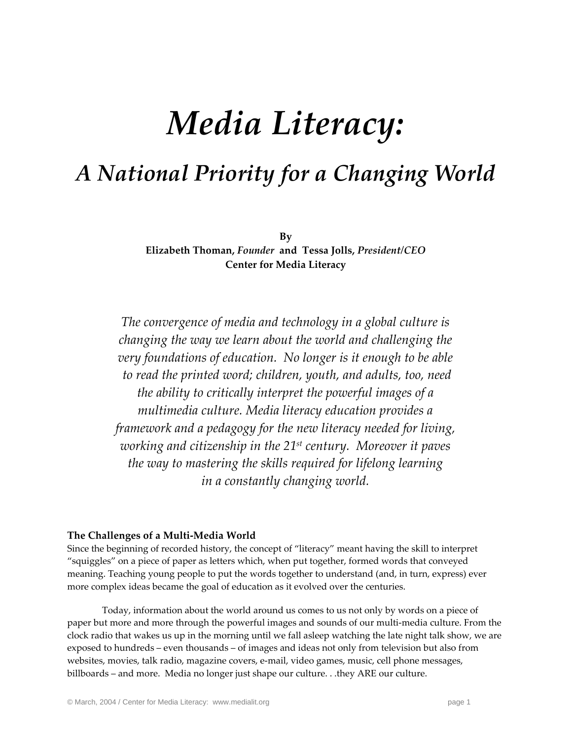# *Media Literacy:*

## *A National Priority for a Changing World*

**By**
**Elizabeth Thoman,** ***Founder*** **and Tessa Jolls,** ***President/CEO***
**Center for Media Literacy**

*The convergence of media and technology in a global culture is changing the way we learn about the world and challenging the very foundations of education. No longer is it enough to be able to read the printed word; children, youth, and adults, too, need the ability to critically interpret the powerful images of a multimedia culture. Media literacy education provides a framework and a pedagogy for the new literacy needed for living, working and citizenship in the 21st century. Moreover it paves the way to mastering the skills required for lifelong learning in a constantly changing world.*

### The Challenges of a Multi-Media World

Since the beginning of recorded history, the concept of "literacy" meant having the skill to interpret "squiggles" on a piece of paper as letters which, when put together, formed words that conveyed meaning. Teaching young people to put the words together to understand (and, in turn, express) ever more complex ideas became the goal of education as it evolved over the centuries.

Today, information about the world around us comes to us not only by words on a piece of paper but more and more through the powerful images and sounds of our multi-media culture. From the clock radio that wakes us up in the morning until we fall asleep watching the late night talk show, we are exposed to hundreds – even thousands – of images and ideas not only from television but also from websites, movies, talk radio, magazine covers, e-mail, video games, music, cell phone messages, billboards – and more. Media no longer just shape our culture. . .they ARE our culture.

© March, 2004 / Center for Media Literacy: www.medialit.org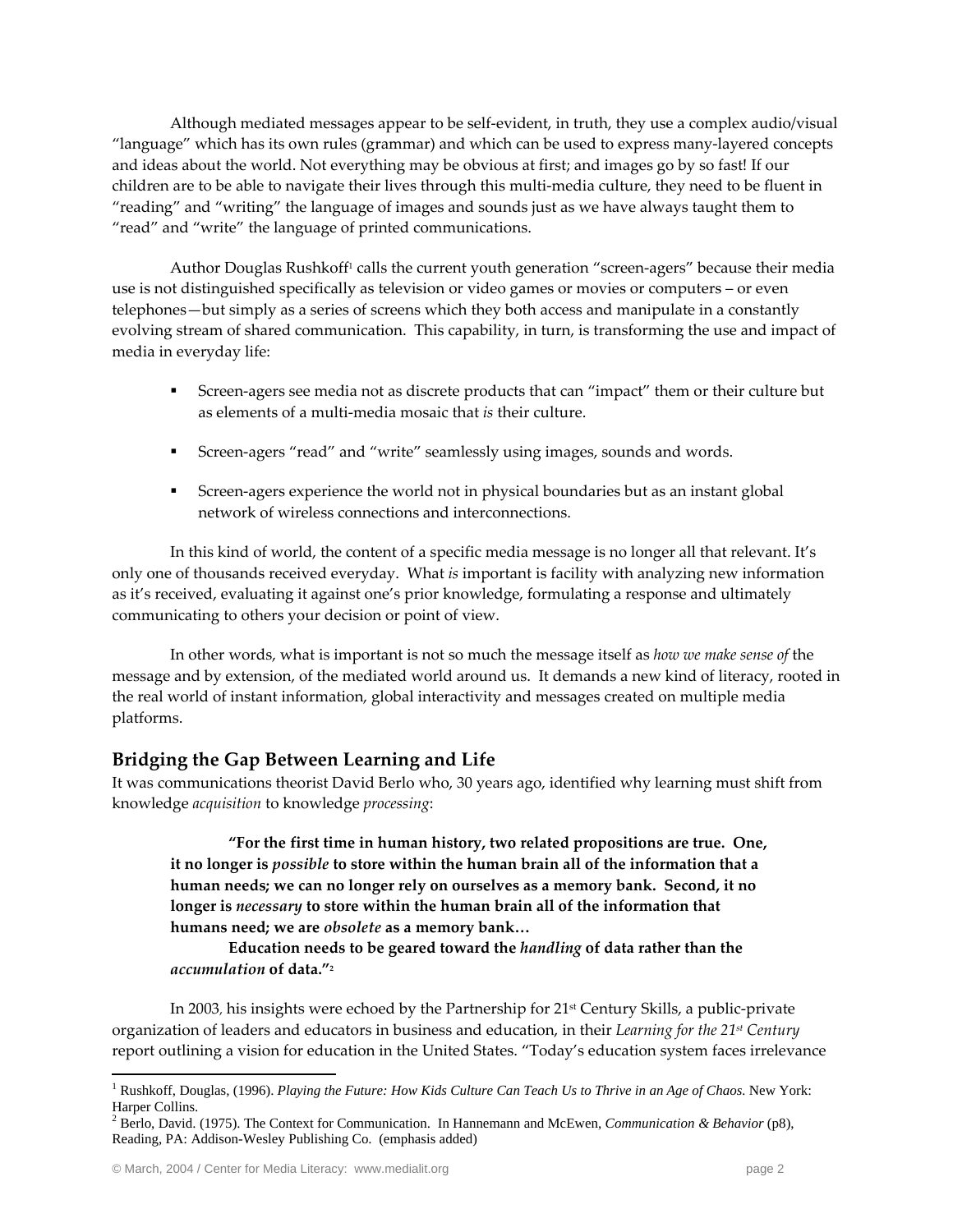Although mediated messages appear to be self-evident, in truth, they use a complex audio/visual "language" which has its own rules (grammar) and which can be used to express many-layered concepts and ideas about the world. Not everything may be obvious at first; and images go by so fast! If our children are to be able to navigate their lives through this multi-media culture, they need to be fluent in "reading" and "writing" the language of images and sounds just as we have always taught them to "read" and "write" the language of printed communications.

Author Douglas Rushkoff[1] calls the current youth generation "screen-agers" because their media use is not distinguished specifically as television or video games or movies or computers – or even telephones—but simply as a series of screens which they both access and manipulate in a constantly evolving stream of shared communication. This capability, in turn, is transforming the use and impact of media in everyday life:

- Screen-agers see media not as discrete products that can "impact" them or their culture but as elements of a multi-media mosaic that *is* their culture.
- Screen-agers "read" and "write" seamlessly using images, sounds and words.
- Screen-agers experience the world not in physical boundaries but as an instant global network of wireless connections and interconnections.

In this kind of world, the content of a specific media message is no longer all that relevant. It's only one of thousands received everyday. What *is* important is facility with analyzing new information as it's received, evaluating it against one's prior knowledge, formulating a response and ultimately communicating to others your decision or point of view.

In other words, what is important is not so much the message itself as *how we make sense of* the message and by extension, of the mediated world around us. It demands a new kind of literacy, rooted in the real world of instant information, global interactivity and messages created on multiple media platforms.

## Bridging the Gap Between Learning and Life

It was communications theorist David Berlo who, 30 years ago, identified why learning must shift from knowledge *acquisition* to knowledge *processing*:

> **"For the first time in human history, two related propositions are true. One, it no longer is *possible* to store within the human brain all of the information that a human needs; we can no longer rely on ourselves as a memory bank. Second, it no longer is *necessary* to store within the human brain all of the information that humans need; we are *obsolete* as a memory bank…**
>
> **Education needs to be geared toward the *handling* of data rather than the *accumulation* of data."[2]**

In 2003, his insights were echoed by the Partnership for 21st Century Skills, a public-private organization of leaders and educators in business and education, in their *Learning for the 21st Century* report outlining a vision for education in the United States. "Today's education system faces irrelevance

---

[1] Rushkoff, Douglas, (1996). *Playing the Future: How Kids Culture Can Teach Us to Thrive in an Age of Chaos.* New York: Harper Collins.

[2] Berlo, David. (1975). The Context for Communication. In Hannemann and McEwen, *Communication & Behavior* (p8), Reading, PA: Addison-Wesley Publishing Co. (emphasis added)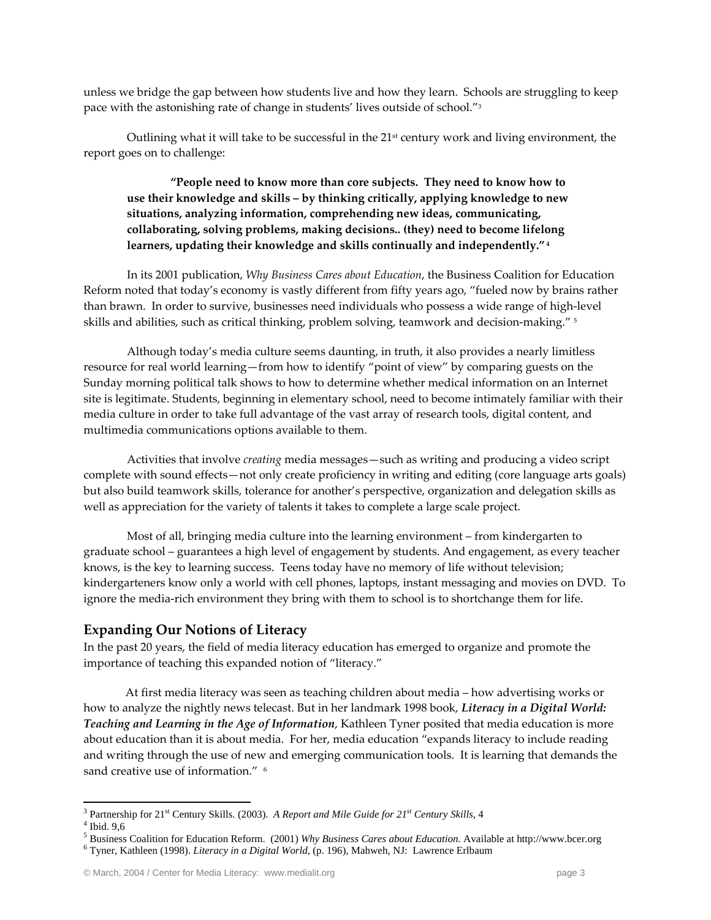unless we bridge the gap between how students live and how they learn. Schools are struggling to keep pace with the astonishing rate of change in students' lives outside of school."[3]

Outlining what it will take to be successful in the 21st century work and living environment, the report goes on to challenge:

> **"People need to know more than core subjects. They need to know how to use their knowledge and skills – by thinking critically, applying knowledge to new situations, analyzing information, comprehending new ideas, communicating, collaborating, solving problems, making decisions.. (they) need to become lifelong learners, updating their knowledge and skills continually and independently."[4]**

In its 2001 publication, *Why Business Cares about Education*, the Business Coalition for Education Reform noted that today's economy is vastly different from fifty years ago, "fueled now by brains rather than brawn. In order to survive, businesses need individuals who possess a wide range of high-level skills and abilities, such as critical thinking, problem solving, teamwork and decision-making." [5]

Although today's media culture seems daunting, in truth, it also provides a nearly limitless resource for real world learning—from how to identify "point of view" by comparing guests on the Sunday morning political talk shows to how to determine whether medical information on an Internet site is legitimate. Students, beginning in elementary school, need to become intimately familiar with their media culture in order to take full advantage of the vast array of research tools, digital content, and multimedia communications options available to them.

Activities that involve *creating* media messages—such as writing and producing a video script complete with sound effects—not only create proficiency in writing and editing (core language arts goals) but also build teamwork skills, tolerance for another's perspective, organization and delegation skills as well as appreciation for the variety of talents it takes to complete a large scale project.

Most of all, bringing media culture into the learning environment – from kindergarten to graduate school – guarantees a high level of engagement by students. And engagement, as every teacher knows, is the key to learning success. Teens today have no memory of life without television; kindergarteners know only a world with cell phones, laptops, instant messaging and movies on DVD. To ignore the media-rich environment they bring with them to school is to shortchange them for life.

## Expanding Our Notions of Literacy

In the past 20 years, the field of media literacy education has emerged to organize and promote the importance of teaching this expanded notion of "literacy."

At first media literacy was seen as teaching children about media – how advertising works or how to analyze the nightly news telecast. But in her landmark 1998 book, ***Literacy in a Digital World: Teaching and Learning in the Age of Information***, Kathleen Tyner posited that media education is more about education than it is about media. For her, media education "expands literacy to include reading and writing through the use of new and emerging communication tools. It is learning that demands the sand creative use of information." [6]

---

[3] Partnership for 21st Century Skills. (2003). *A Report and Mile Guide for 21st Century Skills*, 4

[4] Ibid. 9,6

[5] Business Coalition for Education Reform. (2001) *Why Business Cares about Education.* Available at http://www.bcer.org

[6] Tyner, Kathleen (1998). *Literacy in a Digital World*, (p. 196), Mahweh, NJ: Lawrence Erlbaum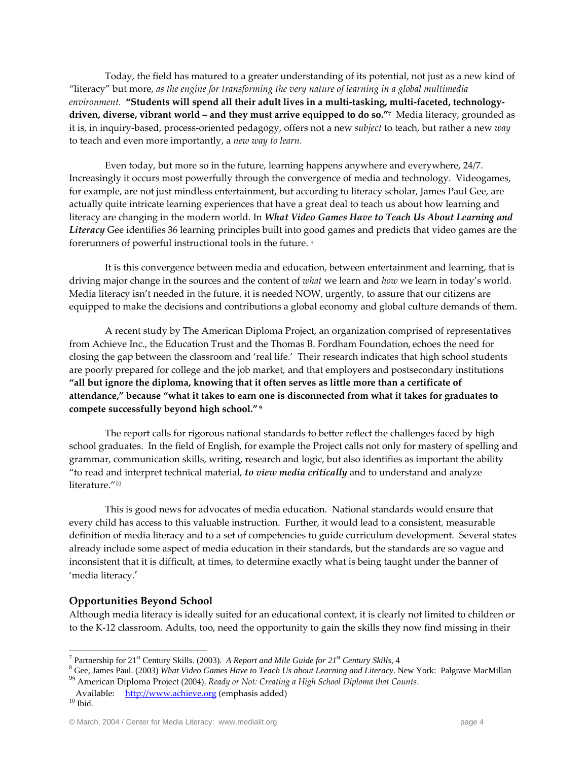Today, the field has matured to a greater understanding of its potential, not just as a new kind of "literacy" but more, *as the engine for transforming the very nature of learning in a global multimedia environment.* **"Students will spend all their adult lives in a multi-tasking, multi-faceted, technology-driven, diverse, vibrant world – and they must arrive equipped to do so."**[7] Media literacy, grounded as it is, in inquiry-based, process-oriented pedagogy, offers not a new *subject* to teach, but rather a new *way* to teach and even more importantly, a *new way to learn.*

Even today, but more so in the future, learning happens anywhere and everywhere, 24/7. Increasingly it occurs most powerfully through the convergence of media and technology. Videogames, for example, are not just mindless entertainment, but according to literacy scholar, James Paul Gee, are actually quite intricate learning experiences that have a great deal to teach us about how learning and literacy are changing in the modern world. In ***What Video Games Have to Teach Us About Learning and Literacy*** Gee identifies 36 learning principles built into good games and predicts that video games are the forerunners of powerful instructional tools in the future. [8]

It is this convergence between media and education, between entertainment and learning, that is driving major change in the sources and the content of *what* we learn and *how* we learn in today's world. Media literacy isn't needed in the future, it is needed NOW, urgently, to assure that our citizens are equipped to make the decisions and contributions a global economy and global culture demands of them.

A recent study by The American Diploma Project, an organization comprised of representatives from Achieve Inc., the Education Trust and the Thomas B. Fordham Foundation, echoes the need for closing the gap between the classroom and 'real life.' Their research indicates that high school students are poorly prepared for college and the job market, and that employers and postsecondary institutions **"all but ignore the diploma, knowing that it often serves as little more than a certificate of attendance," because "what it takes to earn one is disconnected from what it takes for graduates to compete successfully beyond high school."** [9]

The report calls for rigorous national standards to better reflect the challenges faced by high school graduates. In the field of English, for example the Project calls not only for mastery of spelling and grammar, communication skills, writing, research and logic, but also identifies as important the ability "to read and interpret technical material, ***to view media critically*** and to understand and analyze literature."[10]

This is good news for advocates of media education. National standards would ensure that every child has access to this valuable instruction. Further, it would lead to a consistent, measurable definition of media literacy and to a set of competencies to guide curriculum development. Several states already include some aspect of media education in their standards, but the standards are so vague and inconsistent that it is difficult, at times, to determine exactly what is being taught under the banner of 'media literacy.'

### Opportunities Beyond School

Although media literacy is ideally suited for an educational context, it is clearly not limited to children or to the K-12 classroom. Adults, too, need the opportunity to gain the skills they now find missing in their

---

[7] Partnership for 21st Century Skills. (2003). *A Report and Mile Guide for 21st Century Skills*, 4

[8] Gee, James Paul. (2003) *What Video Games Have to Teach Us about Learning and Literacy*. New York: Palgrave MacMillan

[9] American Diploma Project (2004). *Ready or Not: Creating a High School Diploma that Counts*. Available: http://www.achieve.org (emphasis added)

[10] Ibid.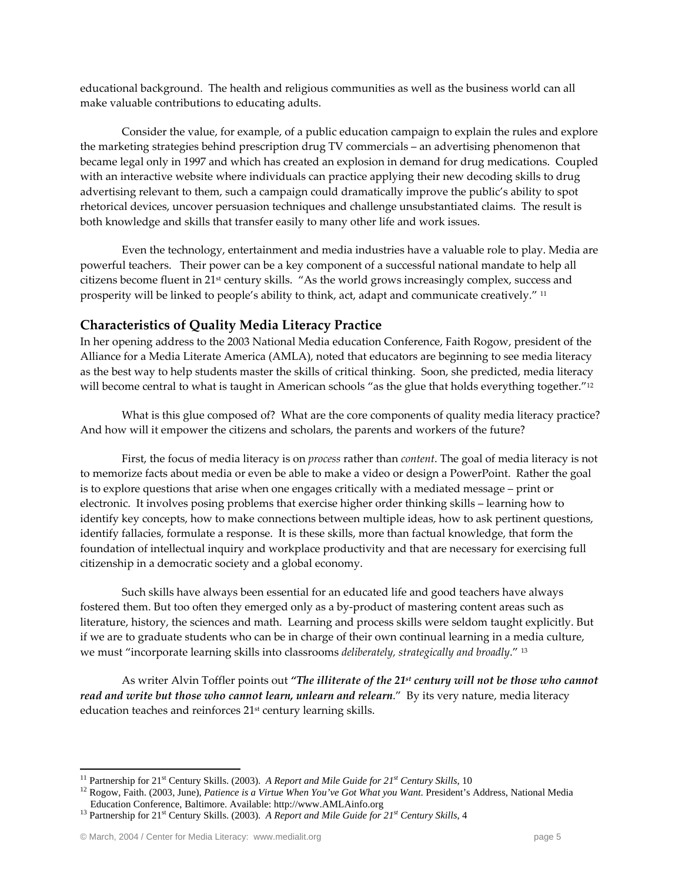educational background. The health and religious communities as well as the business world can all make valuable contributions to educating adults.

Consider the value, for example, of a public education campaign to explain the rules and explore the marketing strategies behind prescription drug TV commercials – an advertising phenomenon that became legal only in 1997 and which has created an explosion in demand for drug medications. Coupled with an interactive website where individuals can practice applying their new decoding skills to drug advertising relevant to them, such a campaign could dramatically improve the public's ability to spot rhetorical devices, uncover persuasion techniques and challenge unsubstantiated claims. The result is both knowledge and skills that transfer easily to many other life and work issues.

Even the technology, entertainment and media industries have a valuable role to play. Media are powerful teachers. Their power can be a key component of a successful national mandate to help all citizens become fluent in 21st century skills. "As the world grows increasingly complex, success and prosperity will be linked to people's ability to think, act, adapt and communicate creatively." [11]

## Characteristics of Quality Media Literacy Practice

In her opening address to the 2003 National Media education Conference, Faith Rogow, president of the Alliance for a Media Literate America (AMLA), noted that educators are beginning to see media literacy as the best way to help students master the skills of critical thinking. Soon, she predicted, media literacy will become central to what is taught in American schools "as the glue that holds everything together."[12]

What is this glue composed of? What are the core components of quality media literacy practice? And how will it empower the citizens and scholars, the parents and workers of the future?

First, the focus of media literacy is on *process* rather than *content*. The goal of media literacy is not to memorize facts about media or even be able to make a video or design a PowerPoint. Rather the goal is to explore questions that arise when one engages critically with a mediated message – print or electronic. It involves posing problems that exercise higher order thinking skills – learning how to identify key concepts, how to make connections between multiple ideas, how to ask pertinent questions, identify fallacies, formulate a response. It is these skills, more than factual knowledge, that form the foundation of intellectual inquiry and workplace productivity and that are necessary for exercising full citizenship in a democratic society and a global economy.

Such skills have always been essential for an educated life and good teachers have always fostered them. But too often they emerged only as a by-product of mastering content areas such as literature, history, the sciences and math. Learning and process skills were seldom taught explicitly. But if we are to graduate students who can be in charge of their own continual learning in a media culture, we must "incorporate learning skills into classrooms *deliberately, strategically and broadly*." [13]

As writer Alvin Toffler points out ***"The illiterate of the 21st century will not be those who cannot read and write but those who cannot learn, unlearn and relearn*.**" By its very nature, media literacy education teaches and reinforces 21st century learning skills.

---

[11] Partnership for 21st Century Skills. (2003). *A Report and Mile Guide for 21st Century Skills*, 10

[12] Rogow, Faith. (2003, June), *Patience is a Virtue When You've Got What you Want.* President's Address, National Media Education Conference, Baltimore. Available: http://www.AMLAinfo.org

[13] Partnership for 21st Century Skills. (2003). *A Report and Mile Guide for 21st Century Skills*, 4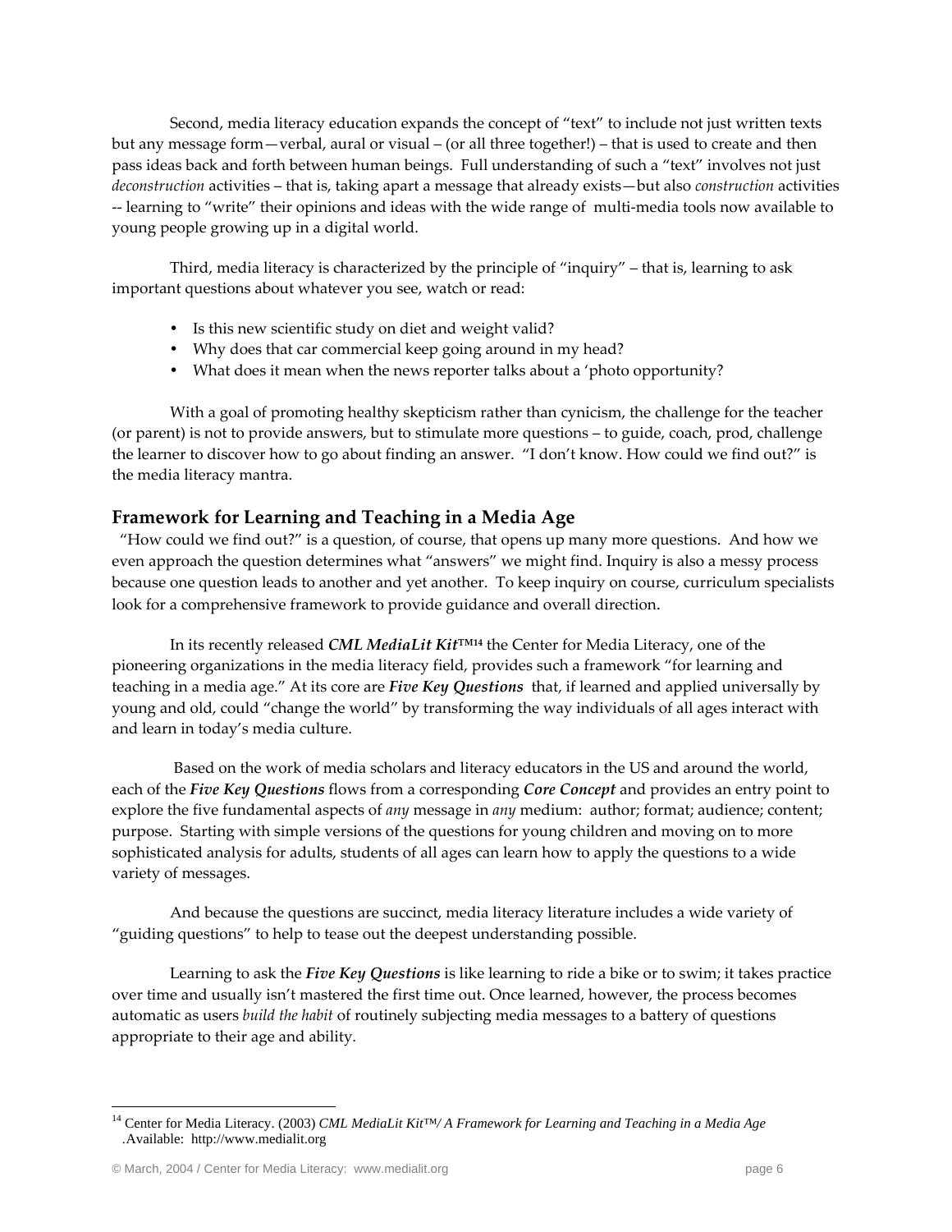Second, media literacy education expands the concept of "text" to include not just written texts but any message form—verbal, aural or visual – (or all three together!) – that is used to create and then pass ideas back and forth between human beings. Full understanding of such a "text" involves not just *deconstruction* activities – that is, taking apart a message that already exists—but also *construction* activities -- learning to "write" their opinions and ideas with the wide range of multi-media tools now available to young people growing up in a digital world.

Third, media literacy is characterized by the principle of "inquiry" – that is, learning to ask important questions about whatever you see, watch or read:

- Is this new scientific study on diet and weight valid?
- Why does that car commercial keep going around in my head?
- What does it mean when the news reporter talks about a 'photo opportunity?

With a goal of promoting healthy skepticism rather than cynicism, the challenge for the teacher (or parent) is not to provide answers, but to stimulate more questions – to guide, coach, prod, challenge the learner to discover how to go about finding an answer. "I don't know. How could we find out?" is the media literacy mantra.

## Framework for Learning and Teaching in a Media Age

"How could we find out?" is a question, of course, that opens up many more questions. And how we even approach the question determines what "answers" we might find. Inquiry is also a messy process because one question leads to another and yet another. To keep inquiry on course, curriculum specialists look for a comprehensive framework to provide guidance and overall direction.

In its recently released ***CML MediaLit Kit™***[14] the Center for Media Literacy, one of the pioneering organizations in the media literacy field, provides such a framework "for learning and teaching in a media age." At its core are ***Five Key Questions*** that, if learned and applied universally by young and old, could "change the world" by transforming the way individuals of all ages interact with and learn in today's media culture.

Based on the work of media scholars and literacy educators in the US and around the world, each of the ***Five Key Questions*** flows from a corresponding ***Core Concept*** and provides an entry point to explore the five fundamental aspects of *any* message in *any* medium: author; format; audience; content; purpose. Starting with simple versions of the questions for young children and moving on to more sophisticated analysis for adults, students of all ages can learn how to apply the questions to a wide variety of messages.

And because the questions are succinct, media literacy literature includes a wide variety of "guiding questions" to help to tease out the deepest understanding possible.

Learning to ask the ***Five Key Questions*** is like learning to ride a bike or to swim; it takes practice over time and usually isn't mastered the first time out. Once learned, however, the process becomes automatic as users *build the habit* of routinely subjecting media messages to a battery of questions appropriate to their age and ability.

---

[14] Center for Media Literacy. (2003) *CML MediaLit Kit™/ A Framework for Learning and Teaching in a Media Age* .Available: http://www.medialit.org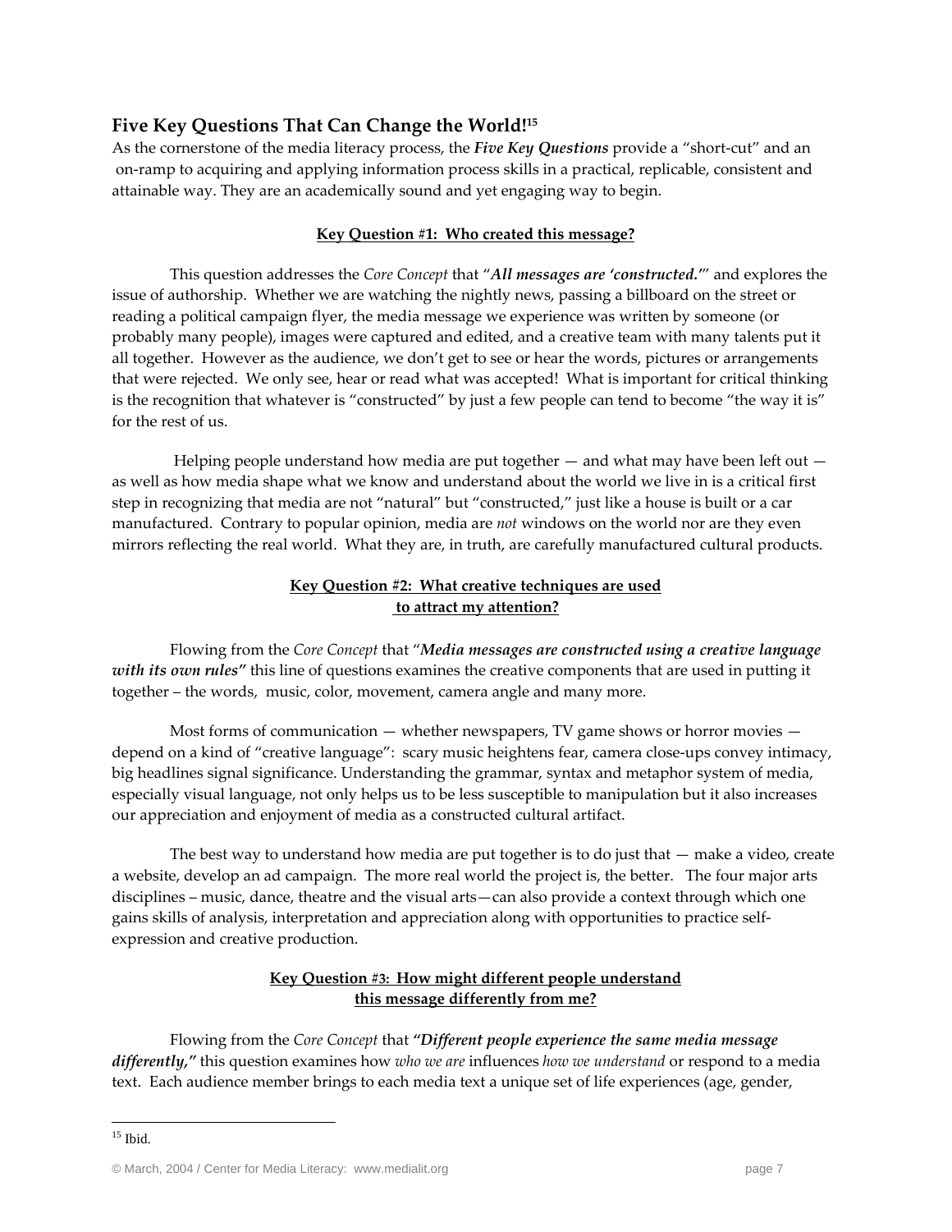## Five Key Questions That Can Change the World![15]

As the cornerstone of the media literacy process, the ***Five Key Questions*** provide a "short-cut" and an on-ramp to acquiring and applying information process skills in a practical, replicable, consistent and attainable way. They are an academically sound and yet engaging way to begin.

### Key Question #1: Who created this message?

This question addresses the *Core Concept* that "***All messages are 'constructed.'***" and explores the issue of authorship. Whether we are watching the nightly news, passing a billboard on the street or reading a political campaign flyer, the media message we experience was written by someone (or probably many people), images were captured and edited, and a creative team with many talents put it all together. However as the audience, we don't get to see or hear the words, pictures or arrangements that were rejected. We only see, hear or read what was accepted! What is important for critical thinking is the recognition that whatever is "constructed" by just a few people can tend to become "the way it is" for the rest of us.

Helping people understand how media are put together — and what may have been left out — as well as how media shape what we know and understand about the world we live in is a critical first step in recognizing that media are not "natural" but "constructed," just like a house is built or a car manufactured. Contrary to popular opinion, media are *not* windows on the world nor are they even mirrors reflecting the real world. What they are, in truth, are carefully manufactured cultural products.

### Key Question #2: What creative techniques are used to attract my attention?

Flowing from the *Core Concept* that "***Media messages are constructed using a creative language with its own rules"*** this line of questions examines the creative components that are used in putting it together – the words, music, color, movement, camera angle and many more.

Most forms of communication — whether newspapers, TV game shows or horror movies — depend on a kind of "creative language": scary music heightens fear, camera close-ups convey intimacy, big headlines signal significance. Understanding the grammar, syntax and metaphor system of media, especially visual language, not only helps us to be less susceptible to manipulation but it also increases our appreciation and enjoyment of media as a constructed cultural artifact.

The best way to understand how media are put together is to do just that — make a video, create a website, develop an ad campaign. The more real world the project is, the better. The four major arts disciplines – music, dance, theatre and the visual arts—can also provide a context through which one gains skills of analysis, interpretation and appreciation along with opportunities to practice self-expression and creative production.

### Key Question #3: How might different people understand this message differently from me?

Flowing from the *Core Concept* that ***"Different people experience the same media message differently,"*** this question examines how *who we are* influences *how we understand* or respond to a media text. Each audience member brings to each media text a unique set of life experiences (age, gender,

---

[15] Ibid.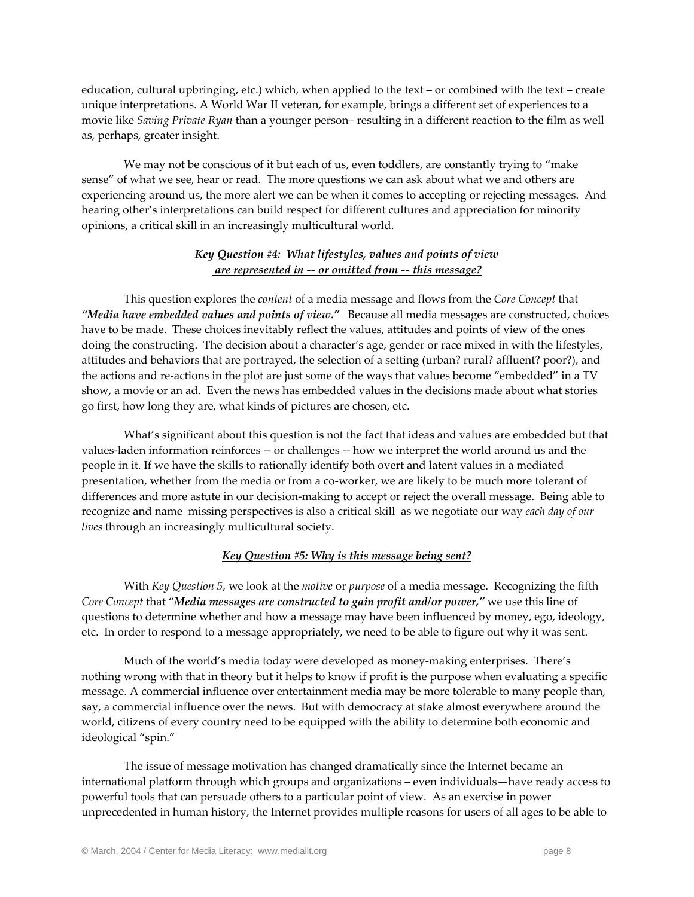education, cultural upbringing, etc.) which, when applied to the text – or combined with the text – create unique interpretations. A World War II veteran, for example, brings a different set of experiences to a movie like *Saving Private Ryan* than a younger person– resulting in a different reaction to the film as well as, perhaps, greater insight.

We may not be conscious of it but each of us, even toddlers, are constantly trying to "make sense" of what we see, hear or read. The more questions we can ask about what we and others are experiencing around us, the more alert we can be when it comes to accepting or rejecting messages. And hearing other's interpretations can build respect for different cultures and appreciation for minority opinions, a critical skill in an increasingly multicultural world.

### *Key Question #4: What lifestyles, values and points of view are represented in -- or omitted from -- this message?*

This question explores the *content* of a media message and flows from the *Core Concept* that ***"Media have embedded values and points of view."*** Because all media messages are constructed, choices have to be made. These choices inevitably reflect the values, attitudes and points of view of the ones doing the constructing. The decision about a character's age, gender or race mixed in with the lifestyles, attitudes and behaviors that are portrayed, the selection of a setting (urban? rural? affluent? poor?), and the actions and re-actions in the plot are just some of the ways that values become "embedded" in a TV show, a movie or an ad. Even the news has embedded values in the decisions made about what stories go first, how long they are, what kinds of pictures are chosen, etc.

What's significant about this question is not the fact that ideas and values are embedded but that values-laden information reinforces -- or challenges -- how we interpret the world around us and the people in it. If we have the skills to rationally identify both overt and latent values in a mediated presentation, whether from the media or from a co-worker, we are likely to be much more tolerant of differences and more astute in our decision-making to accept or reject the overall message. Being able to recognize and name missing perspectives is also a critical skill as we negotiate our way *each day of our lives* through an increasingly multicultural society.

### *Key Question #5: Why is this message being sent?*

With *Key Question 5*, we look at the *motive* or *purpose* of a media message. Recognizing the fifth *Core Concept* that "***Media messages are constructed to gain profit and/or power,"*** we use this line of questions to determine whether and how a message may have been influenced by money, ego, ideology, etc. In order to respond to a message appropriately, we need to be able to figure out why it was sent.

Much of the world's media today were developed as money-making enterprises. There's nothing wrong with that in theory but it helps to know if profit is the purpose when evaluating a specific message. A commercial influence over entertainment media may be more tolerable to many people than, say, a commercial influence over the news. But with democracy at stake almost everywhere around the world, citizens of every country need to be equipped with the ability to determine both economic and ideological "spin."

The issue of message motivation has changed dramatically since the Internet became an international platform through which groups and organizations – even individuals—have ready access to powerful tools that can persuade others to a particular point of view. As an exercise in power unprecedented in human history, the Internet provides multiple reasons for users of all ages to be able to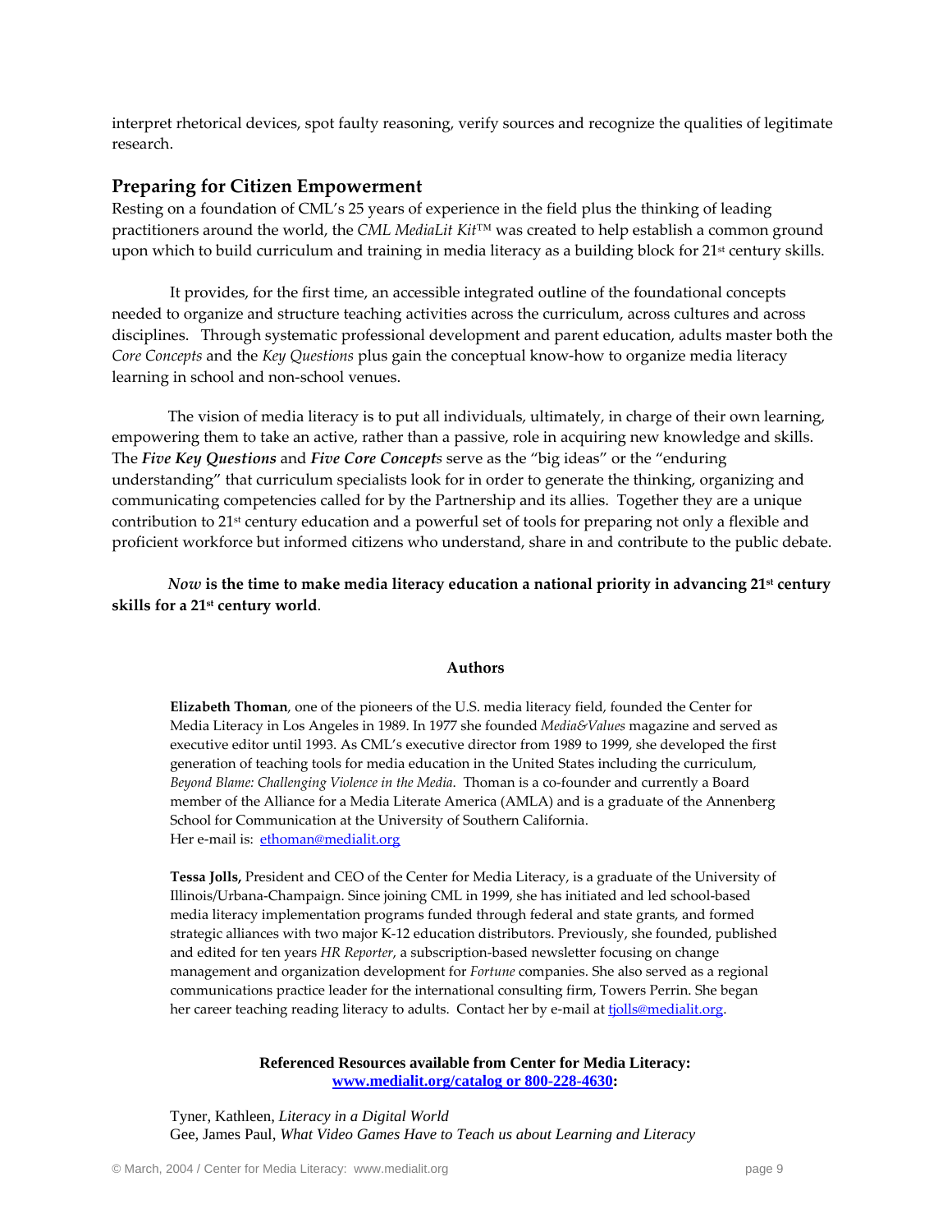interpret rhetorical devices, spot faulty reasoning, verify sources and recognize the qualities of legitimate research.

## Preparing for Citizen Empowerment

Resting on a foundation of CML's 25 years of experience in the field plus the thinking of leading practitioners around the world, the *CML MediaLit Kit™* was created to help establish a common ground upon which to build curriculum and training in media literacy as a building block for 21st century skills.

It provides, for the first time, an accessible integrated outline of the foundational concepts needed to organize and structure teaching activities across the curriculum, across cultures and across disciplines. Through systematic professional development and parent education, adults master both the *Core Concepts* and the *Key Questions* plus gain the conceptual know-how to organize media literacy learning in school and non-school venues.

The vision of media literacy is to put all individuals, ultimately, in charge of their own learning, empowering them to take an active, rather than a passive, role in acquiring new knowledge and skills. The ***Five Key Questions*** and ***Five Core Concepts*** serve as the "big ideas" or the "enduring understanding" that curriculum specialists look for in order to generate the thinking, organizing and communicating competencies called for by the Partnership and its allies. Together they are a unique contribution to 21st century education and a powerful set of tools for preparing not only a flexible and proficient workforce but informed citizens who understand, share in and contribute to the public debate.

***Now*** **is the time to make media literacy education a national priority in advancing 21st century skills for a 21st century world**.

**Authors**

**Elizabeth Thoman**, one of the pioneers of the U.S. media literacy field, founded the Center for Media Literacy in Los Angeles in 1989. In 1977 she founded *Media&Values* magazine and served as executive editor until 1993. As CML's executive director from 1989 to 1999, she developed the first generation of teaching tools for media education in the United States including the curriculum, *Beyond Blame: Challenging Violence in the Media.* Thoman is a co-founder and currently a Board member of the Alliance for a Media Literate America (AMLA) and is a graduate of the Annenberg School for Communication at the University of Southern California.
Her e-mail is: ethoman@medialit.org

**Tessa Jolls,** President and CEO of the Center for Media Literacy, is a graduate of the University of Illinois/Urbana-Champaign. Since joining CML in 1999, she has initiated and led school-based media literacy implementation programs funded through federal and state grants, and formed strategic alliances with two major K-12 education distributors. Previously, she founded, published and edited for ten years *HR Reporter*, a subscription-based newsletter focusing on change management and organization development for *Fortune* companies. She also served as a regional communications practice leader for the international consulting firm, Towers Perrin. She began her career teaching reading literacy to adults. Contact her by e-mail at tjolls@medialit.org.

**Referenced Resources available from Center for Media Literacy:**
**www.medialit.org/catalog or 800-228-4630:**

Tyner, Kathleen, *Literacy in a Digital World*
Gee, James Paul, *What Video Games Have to Teach us about Learning and Literacy*